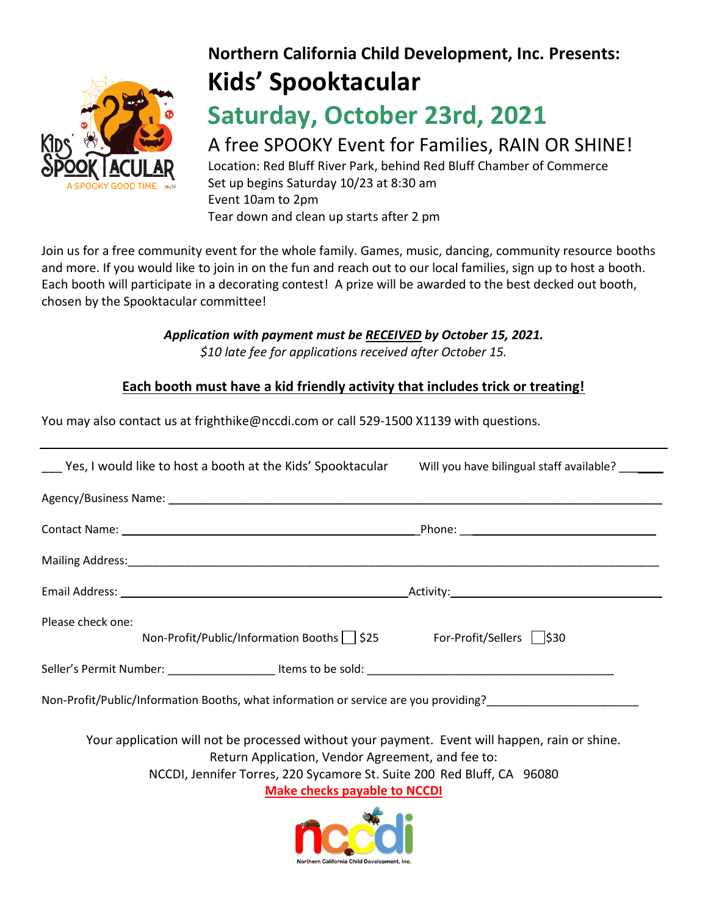**Northern California Child Development, Inc. Presents:**

# Kids' Spooktacular

## Saturday, October 23rd, 2021

### A free SPOOKY Event for Families, RAIN OR SHINE!

Location: Red Bluff River Park, behind Red Bluff Chamber of Commerce
Set up begins Saturday 10/23 at 8:30 am
Event 10am to 2pm
Tear down and clean up starts after 2 pm

Join us for a free community event for the whole family. Games, music, dancing, community resource booths and more. If you would like to join in on the fun and reach out to our local families, sign up to host a booth. Each booth will participate in a decorating contest! A prize will be awarded to the best decked out booth, chosen by the Spooktacular committee!

***Application with payment must be RECEIVED by October 15, 2021.***
*$10 late fee for applications received after October 15.*

**Each booth must have a kid friendly activity that includes trick or treating!**

You may also contact us at frighthike@nccdi.com or call 529-1500 X1139 with questions.

---

___ Yes, I would like to host a booth at the Kids' Spooktacular    Will you have bilingual staff available? ______

Agency/Business Name: ____________________________________________

Contact Name: ______________________________ Phone: ____________________

Mailing Address: ____________________________________________

Email Address: ______________________________ Activity: ____________________

Please check one:
Non-Profit/Public/Information Booths ☐ $25    For-Profit/Sellers ☐ $30

Seller's Permit Number: ________________ Items to be sold: ______________________________

Non-Profit/Public/Information Booths, what information or service are you providing? ______________________

Your application will not be processed without your payment. Event will happen, rain or shine.
Return Application, Vendor Agreement, and fee to:
NCCDI, Jennifer Torres, 220 Sycamore St. Suite 200 Red Bluff, CA 96080
**Make checks payable to NCCDI**

Northern California Child Development, Inc.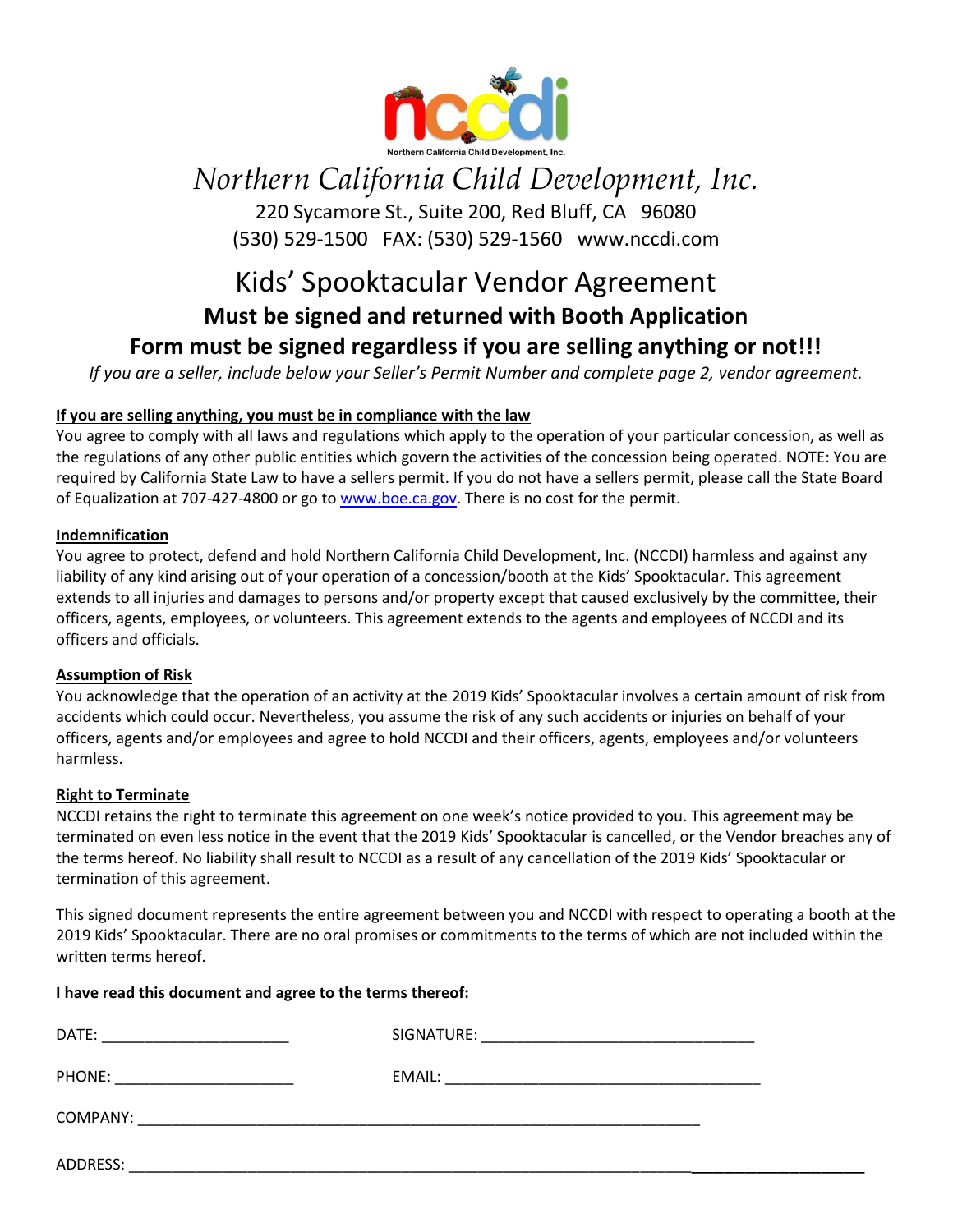Northern California Child Development, Inc.

# *Northern California Child Development, Inc.*

220 Sycamore St., Suite 200, Red Bluff, CA 96080
(530) 529-1500 FAX: (530) 529-1560 www.nccdi.com

## Kids' Spooktacular Vendor Agreement

### Must be signed and returned with Booth Application

### Form must be signed regardless if you are selling anything or not!!!

*If you are a seller, include below your Seller's Permit Number and complete page 2, vendor agreement.*

**If you are selling anything, you must be in compliance with the law**

You agree to comply with all laws and regulations which apply to the operation of your particular concession, as well as the regulations of any other public entities which govern the activities of the concession being operated. NOTE: You are required by California State Law to have a sellers permit. If you do not have a sellers permit, please call the State Board of Equalization at 707-427-4800 or go to www.boe.ca.gov. There is no cost for the permit.

**Indemnification**

You agree to protect, defend and hold Northern California Child Development, Inc. (NCCDI) harmless and against any liability of any kind arising out of your operation of a concession/booth at the Kids' Spooktacular. This agreement extends to all injuries and damages to persons and/or property except that caused exclusively by the committee, their officers, agents, employees, or volunteers. This agreement extends to the agents and employees of NCCDI and its officers and officials.

**Assumption of Risk**

You acknowledge that the operation of an activity at the 2019 Kids' Spooktacular involves a certain amount of risk from accidents which could occur. Nevertheless, you assume the risk of any such accidents or injuries on behalf of your officers, agents and/or employees and agree to hold NCCDI and their officers, agents, employees and/or volunteers harmless.

**Right to Terminate**

NCCDI retains the right to terminate this agreement on one week's notice provided to you. This agreement may be terminated on even less notice in the event that the 2019 Kids' Spooktacular is cancelled, or the Vendor breaches any of the terms hereof. No liability shall result to NCCDI as a result of any cancellation of the 2019 Kids' Spooktacular or termination of this agreement.

This signed document represents the entire agreement between you and NCCDI with respect to operating a booth at the 2019 Kids' Spooktacular. There are no oral promises or commitments to the terms of which are not included within the written terms hereof.

**I have read this document and agree to the terms thereof:**

DATE: ______________________ SIGNATURE: ________________________________

PHONE: _____________________ EMAIL: _____________________________________

COMPANY: __________________________________________________________________

ADDRESS: ____________________________________________________________________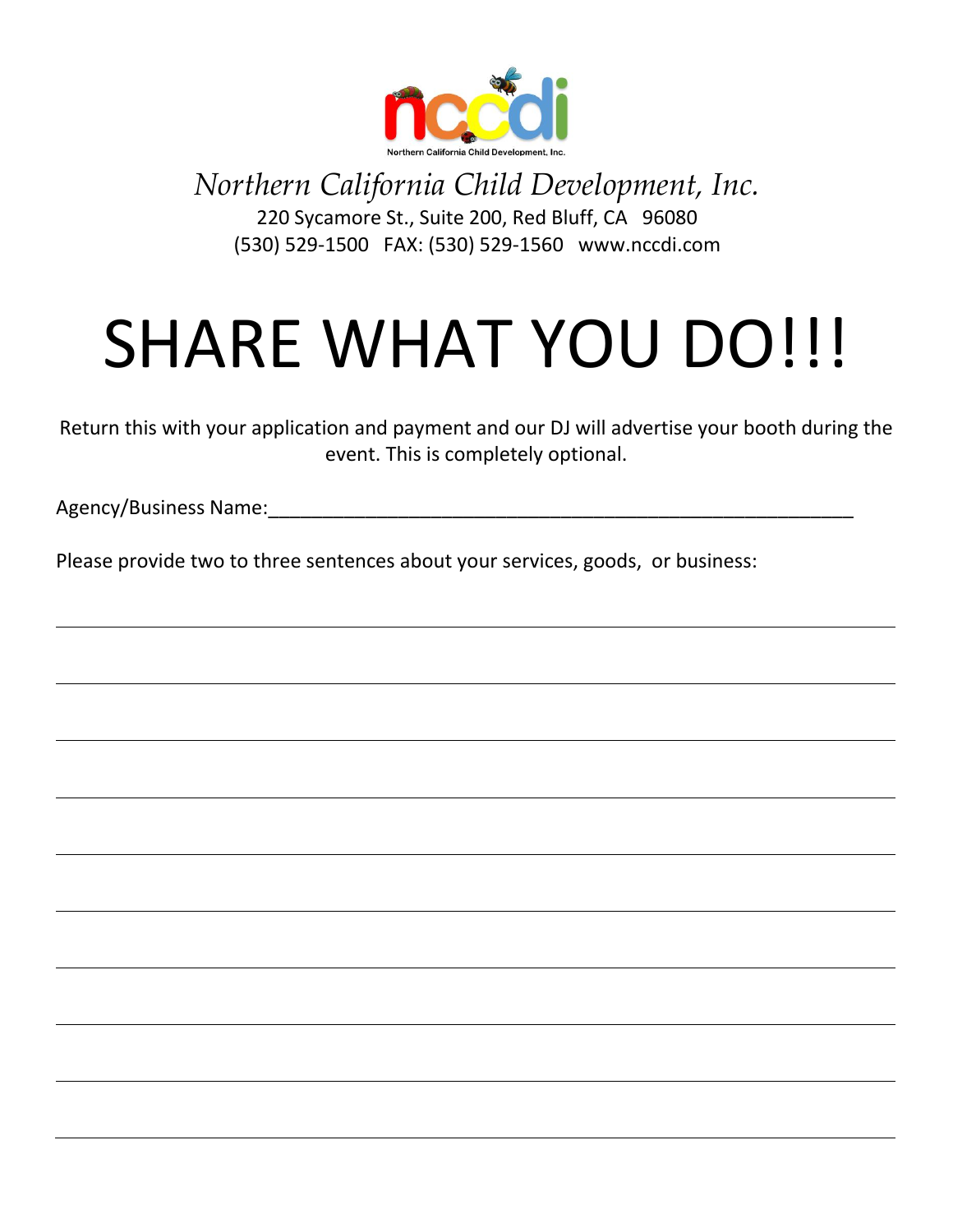Northern California Child Development, Inc.

*Northern California Child Development, Inc.*

220 Sycamore St., Suite 200, Red Bluff, CA 96080

(530) 529-1500 FAX: (530) 529-1560 www.nccdi.com

# SHARE WHAT YOU DO!!!

Return this with your application and payment and our DJ will advertise your booth during the event. This is completely optional.

Agency/Business Name:\_\_\_\_\_\_\_\_\_\_\_\_\_\_\_\_\_\_\_\_\_\_\_\_\_\_\_\_\_\_\_\_\_\_\_\_\_\_\_\_\_\_\_\_\_\_\_\_\_\_\_\_\_\_\_\_

Please provide two to three sentences about your services, goods, or business: